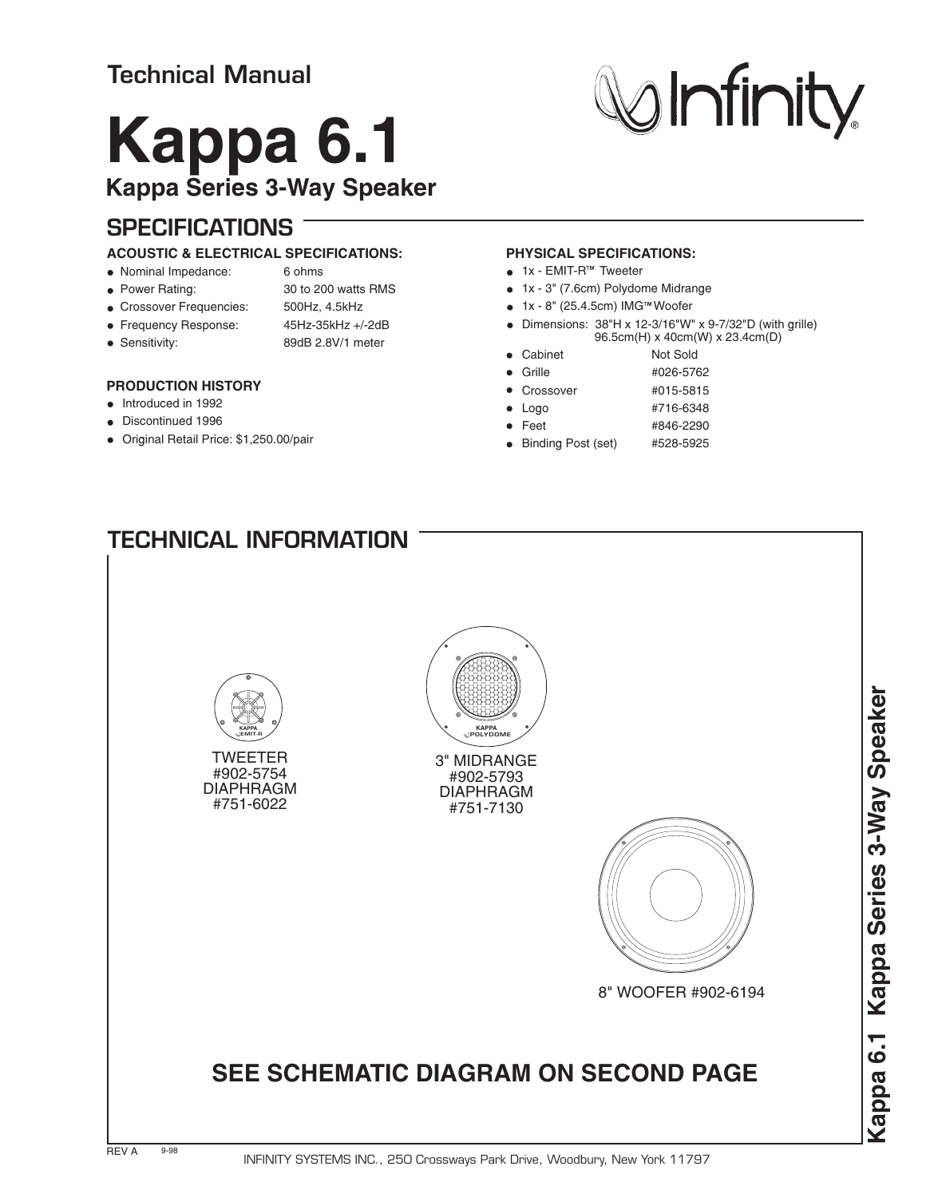Technical Manual

# Kappa 6.1

## Kappa Series 3-Way Speaker

Infinity®

## SPECIFICATIONS

### ACOUSTIC & ELECTRICAL SPECIFICATIONS:

- Nominal Impedance: 6 ohms
- Power Rating: 30 to 200 watts RMS
- Crossover Frequencies: 500Hz, 4.5kHz
- Frequency Response: 45Hz-35kHz +/-2dB
- Sensitivity: 89dB 2.8V/1 meter

### PRODUCTION HISTORY

- Introduced in 1992
- Discontinued 1996
- Original Retail Price: $1,250.00/pair

### PHYSICAL SPECIFICATIONS:

- 1x - EMIT-R™ Tweeter
- 1x - 3" (7.6cm) Polydome Midrange
- 1x - 8" (25.4.5cm) IMG™ Woofer
- Dimensions: 38"H x 12-3/16"W" x 9-7/32"D (with grille) 96.5cm(H) x 40cm(W) x 23.4cm(D)
- Cabinet: Not Sold
- Grille: #026-5762
- Crossover: #015-5815
- Logo: #716-6348
- Feet: #846-2290
- Binding Post (set): #528-5925

## TECHNICAL INFORMATION

KAPPA EMIT-R

TWEETER
#902-5754
DIAPHRAGM
#751-6022

KAPPA POLYDOME

3" MIDRANGE
#902-5793
DIAPHRAGM
#751-7130

8" WOOFER #902-6194

## SEE SCHEMATIC DIAGRAM ON SECOND PAGE

REV A 9-98

INFINITY SYSTEMS INC., 250 Crossways Park Drive, Woodbury, New York 11797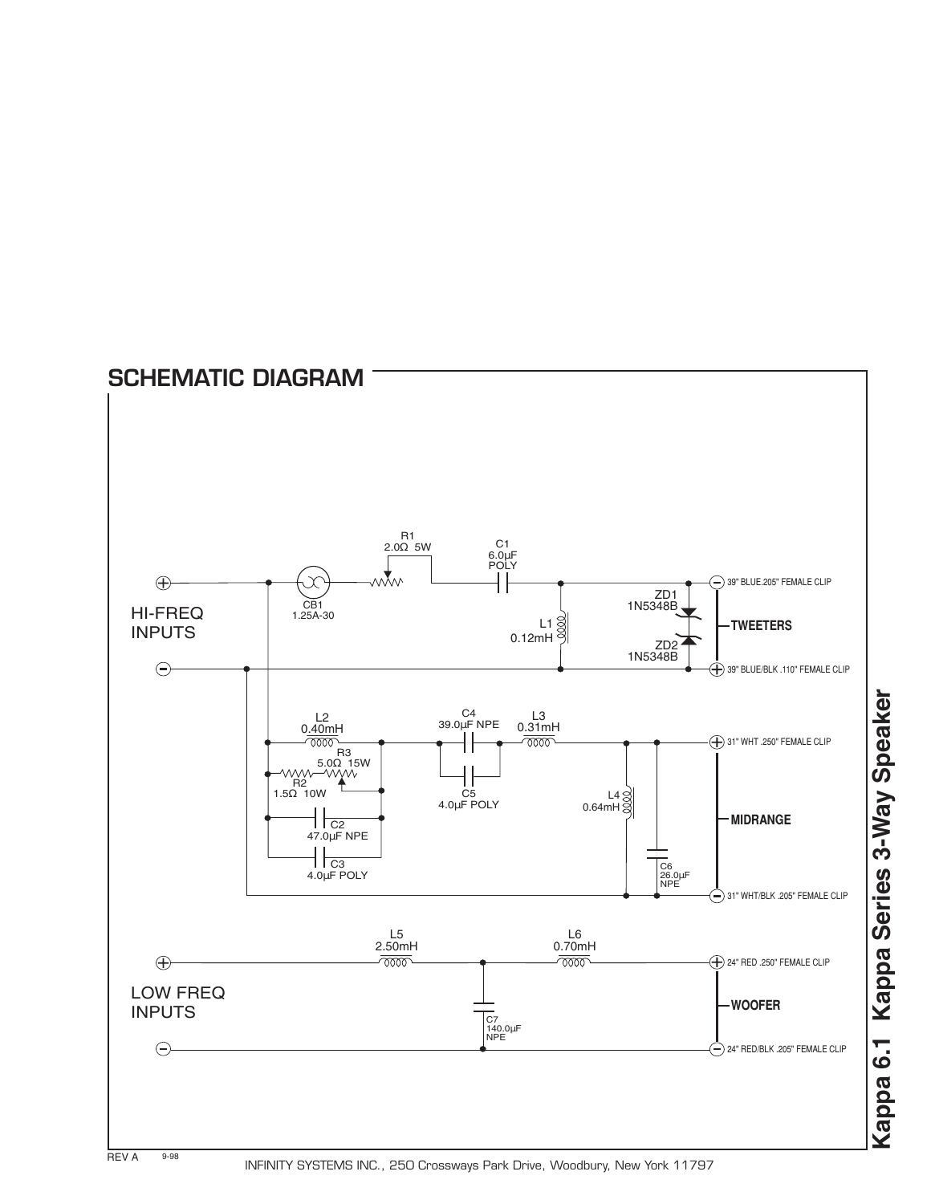## SCHEMATIC DIAGRAM

R1
2.0Ω 5W

C1
6.0μF
POLY

HI-FREQ
INPUTS

CB1
1.25A-30

L1
0.12mH

ZD1
1N5348B

ZD2
1N5348B

39" BLUE.205" FEMALE CLIP

TWEETERS

39" BLUE/BLK .110" FEMALE CLIP

L2
0.40mH

R3
5.0Ω 15W

R2
1.5Ω 10W

C2
47.0μF NPE

C3
4.0μF POLY

C4
39.0μF NPE

C5
4.0μF POLY

L3
0.31mH

L4
0.64mH

C6
26.0μF
NPE

31" WHT .250" FEMALE CLIP

MIDRANGE

31" WHT/BLK .205" FEMALE CLIP

L5
2.50mH

L6
0.70mH

LOW FREQ
INPUTS

C7
140.0μF
NPE

24" RED .250" FEMALE CLIP

WOOFER

24" RED/BLK .205" FEMALE CLIP

**Kappa 6.1 Kappa Series 3-Way Speaker**

REV A 9-98

INFINITY SYSTEMS INC., 250 Crossways Park Drive, Woodbury, New York 11797